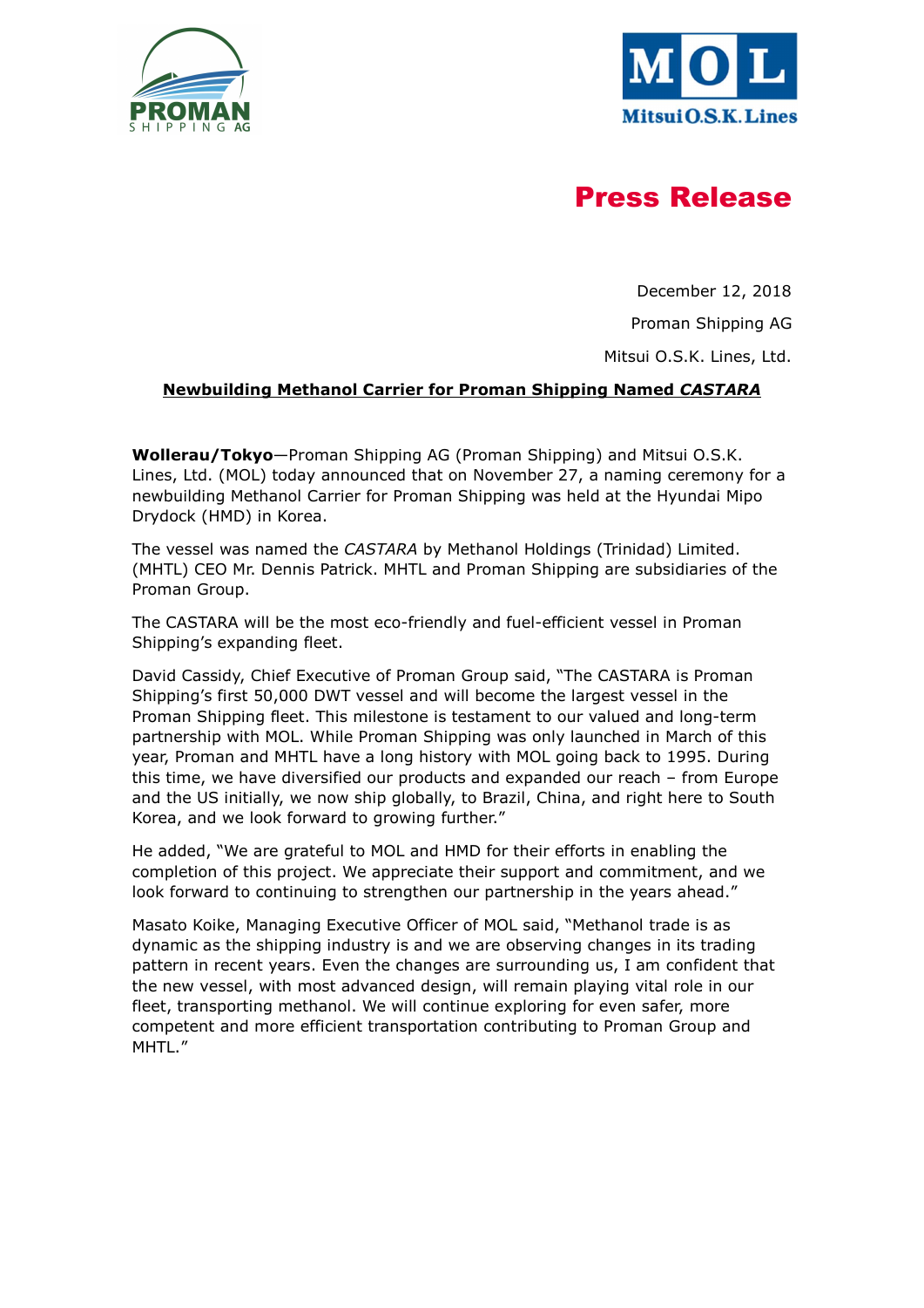# Press Release

December 12, 2018

Proman Shipping AG

Mitsui O.S.K. Lines, Ltd.

**Newbuilding Methanol Carrier for Proman Shipping Named *CASTARA***

**Wollerau/Tokyo**—Proman Shipping AG (Proman Shipping) and Mitsui O.S.K. Lines, Ltd. (MOL) today announced that on November 27, a naming ceremony for a newbuilding Methanol Carrier for Proman Shipping was held at the Hyundai Mipo Drydock (HMD) in Korea.

The vessel was named the *CASTARA* by Methanol Holdings (Trinidad) Limited. (MHTL) CEO Mr. Dennis Patrick. MHTL and Proman Shipping are subsidiaries of the Proman Group.

The CASTARA will be the most eco-friendly and fuel-efficient vessel in Proman Shipping's expanding fleet.

David Cassidy, Chief Executive of Proman Group said, "The CASTARA is Proman Shipping's first 50,000 DWT vessel and will become the largest vessel in the Proman Shipping fleet. This milestone is testament to our valued and long-term partnership with MOL. While Proman Shipping was only launched in March of this year, Proman and MHTL have a long history with MOL going back to 1995. During this time, we have diversified our products and expanded our reach – from Europe and the US initially, we now ship globally, to Brazil, China, and right here to South Korea, and we look forward to growing further."

He added, "We are grateful to MOL and HMD for their efforts in enabling the completion of this project. We appreciate their support and commitment, and we look forward to continuing to strengthen our partnership in the years ahead."

Masato Koike, Managing Executive Officer of MOL said, "Methanol trade is as dynamic as the shipping industry is and we are observing changes in its trading pattern in recent years. Even the changes are surrounding us, I am confident that the new vessel, with most advanced design, will remain playing vital role in our fleet, transporting methanol. We will continue exploring for even safer, more competent and more efficient transportation contributing to Proman Group and MHTL."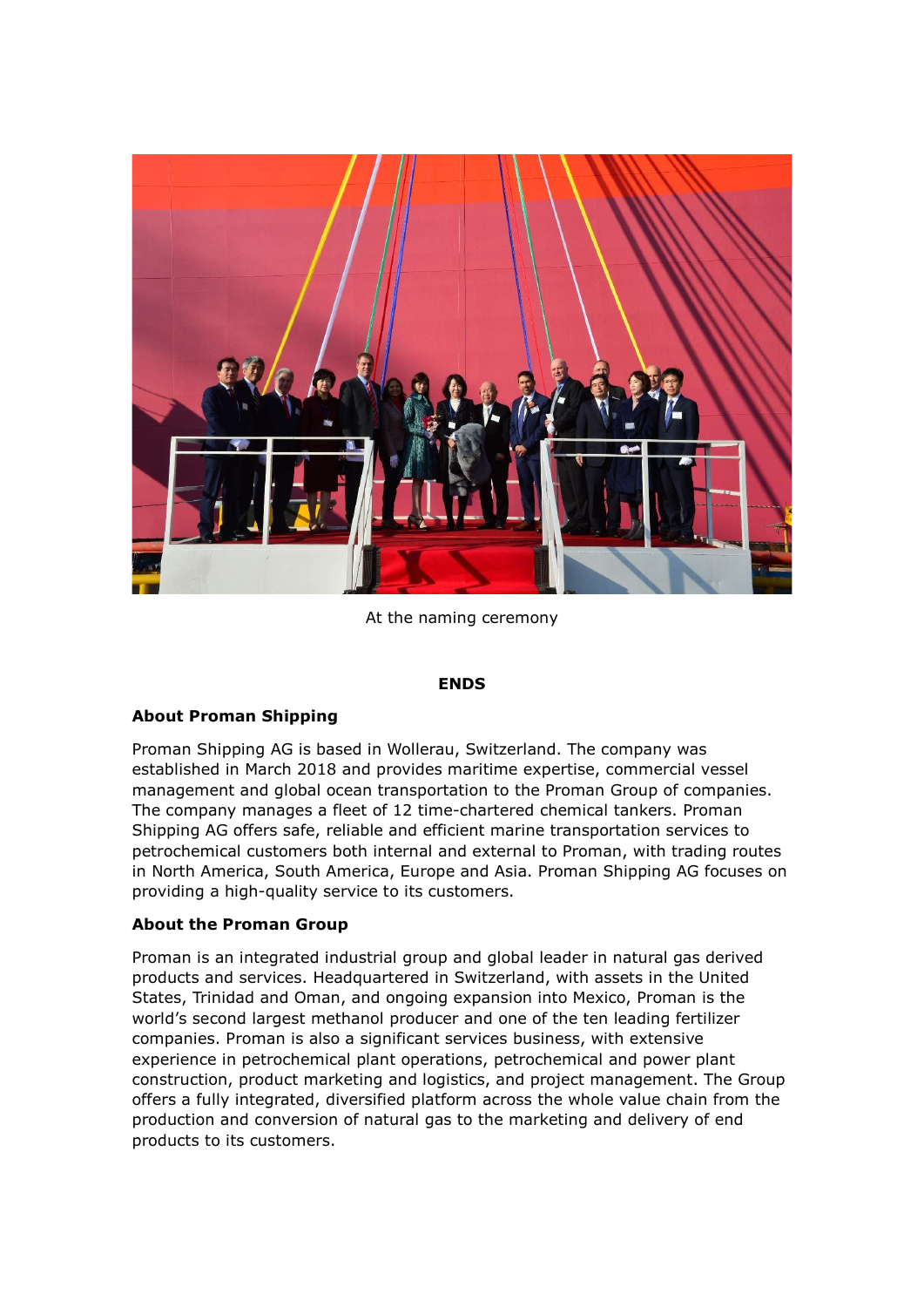At the naming ceremony

**ENDS**

**About Proman Shipping**

Proman Shipping AG is based in Wollerau, Switzerland. The company was established in March 2018 and provides maritime expertise, commercial vessel management and global ocean transportation to the Proman Group of companies. The company manages a fleet of 12 time-chartered chemical tankers. Proman Shipping AG offers safe, reliable and efficient marine transportation services to petrochemical customers both internal and external to Proman, with trading routes in North America, South America, Europe and Asia. Proman Shipping AG focuses on providing a high-quality service to its customers.

**About the Proman Group**

Proman is an integrated industrial group and global leader in natural gas derived products and services. Headquartered in Switzerland, with assets in the United States, Trinidad and Oman, and ongoing expansion into Mexico, Proman is the world's second largest methanol producer and one of the ten leading fertilizer companies. Proman is also a significant services business, with extensive experience in petrochemical plant operations, petrochemical and power plant construction, product marketing and logistics, and project management. The Group offers a fully integrated, diversified platform across the whole value chain from the production and conversion of natural gas to the marketing and delivery of end products to its customers.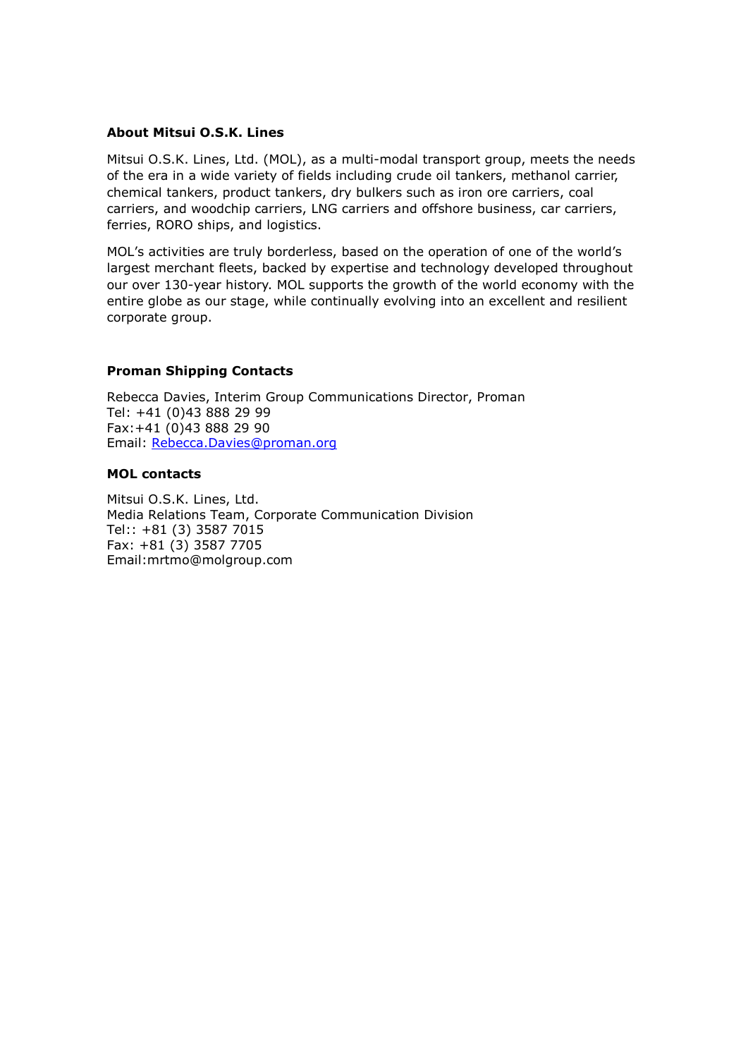**About Mitsui O.S.K. Lines**

Mitsui O.S.K. Lines, Ltd. (MOL), as a multi-modal transport group, meets the needs of the era in a wide variety of fields including crude oil tankers, methanol carrier, chemical tankers, product tankers, dry bulkers such as iron ore carriers, coal carriers, and woodchip carriers, LNG carriers and offshore business, car carriers, ferries, RORO ships, and logistics.

MOL's activities are truly borderless, based on the operation of one of the world's largest merchant fleets, backed by expertise and technology developed throughout our over 130-year history. MOL supports the growth of the world economy with the entire globe as our stage, while continually evolving into an excellent and resilient corporate group.

**Proman Shipping Contacts**

Rebecca Davies, Interim Group Communications Director, Proman
Tel: +41 (0)43 888 29 99
Fax:+41 (0)43 888 29 90
Email: Rebecca.Davies@proman.org

**MOL contacts**

Mitsui O.S.K. Lines, Ltd.
Media Relations Team, Corporate Communication Division
Tel:: +81 (3) 3587 7015
Fax: +81 (3) 3587 7705
Email:mrtmo@molgroup.com